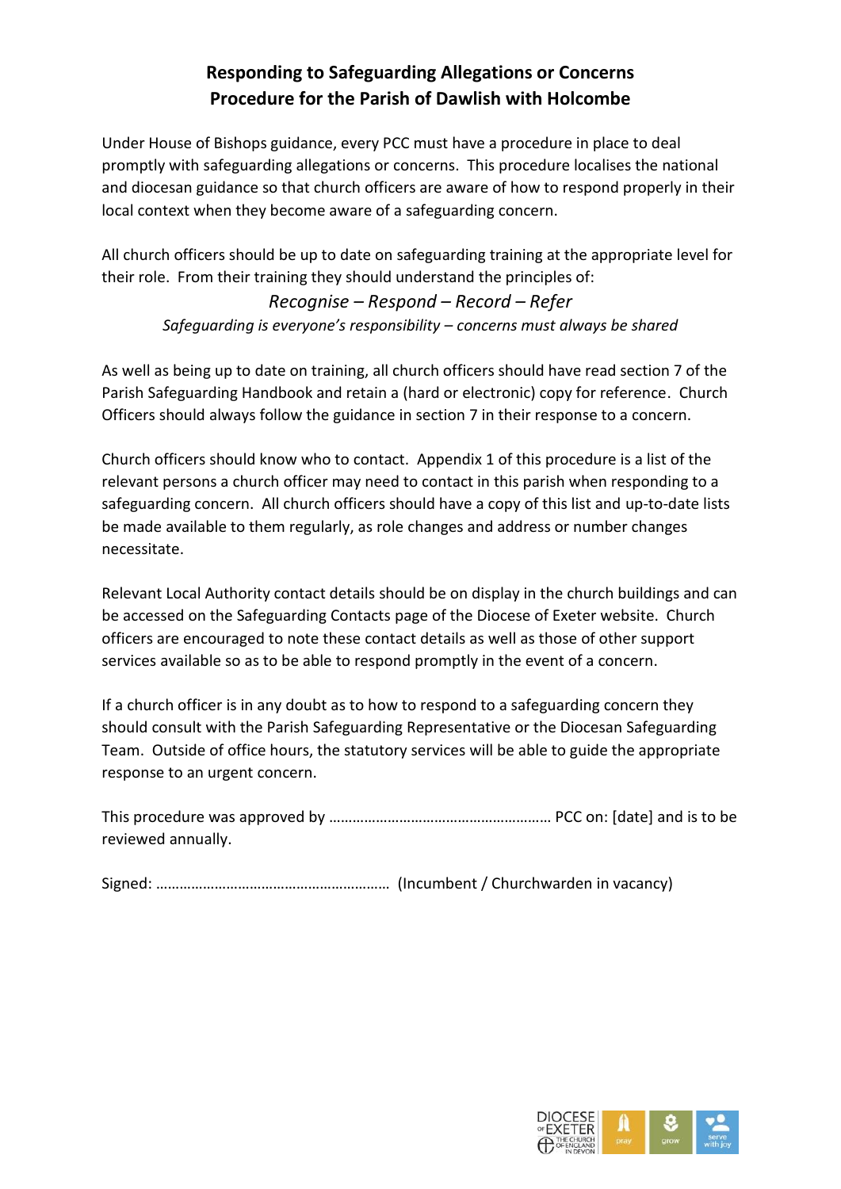# Responding to Safeguarding Allegations or Concerns
# Procedure for the Parish of Dawlish with Holcombe

Under House of Bishops guidance, every PCC must have a procedure in place to deal promptly with safeguarding allegations or concerns. This procedure localises the national and diocesan guidance so that church officers are aware of how to respond properly in their local context when they become aware of a safeguarding concern.

All church officers should be up to date on safeguarding training at the appropriate level for their role. From their training they should understand the principles of:

*Recognise – Respond – Record – Refer*

*Safeguarding is everyone's responsibility – concerns must always be shared*

As well as being up to date on training, all church officers should have read section 7 of the Parish Safeguarding Handbook and retain a (hard or electronic) copy for reference. Church Officers should always follow the guidance in section 7 in their response to a concern.

Church officers should know who to contact. Appendix 1 of this procedure is a list of the relevant persons a church officer may need to contact in this parish when responding to a safeguarding concern. All church officers should have a copy of this list and up-to-date lists be made available to them regularly, as role changes and address or number changes necessitate.

Relevant Local Authority contact details should be on display in the church buildings and can be accessed on the Safeguarding Contacts page of the Diocese of Exeter website. Church officers are encouraged to note these contact details as well as those of other support services available so as to be able to respond promptly in the event of a concern.

If a church officer is in any doubt as to how to respond to a safeguarding concern they should consult with the Parish Safeguarding Representative or the Diocesan Safeguarding Team. Outside of office hours, the statutory services will be able to guide the appropriate response to an urgent concern.

This procedure was approved by ……………………………………………… PCC on: [date] and is to be reviewed annually.

Signed: ………………………………………………… (Incumbent / Churchwarden in vacancy)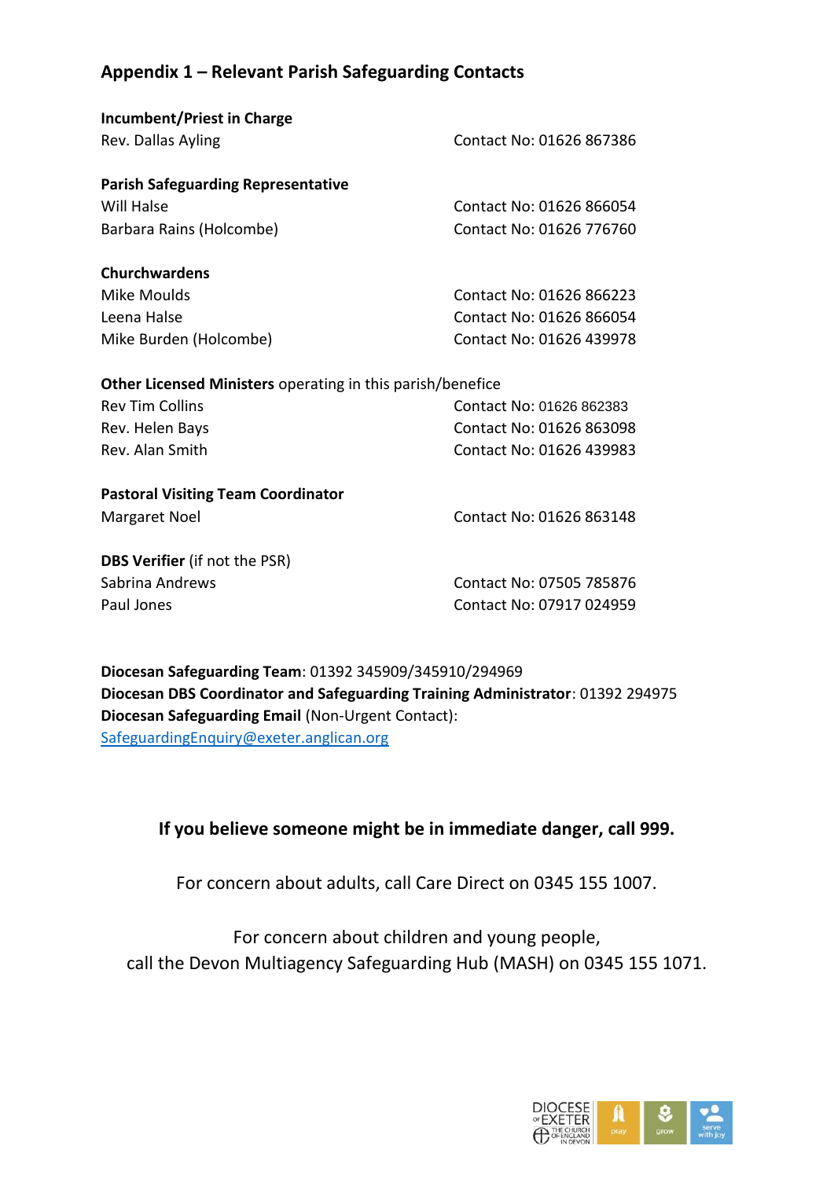## Appendix 1 – Relevant Parish Safeguarding Contacts

**Incumbent/Priest in Charge**
Rev. Dallas Ayling — Contact No: 01626 867386

**Parish Safeguarding Representative**
Will Halse — Contact No: 01626 866054
Barbara Rains (Holcombe) — Contact No: 01626 776760

**Churchwardens**
Mike Moulds — Contact No: 01626 866223
Leena Halse — Contact No: 01626 866054
Mike Burden (Holcombe) — Contact No: 01626 439978

**Other Licensed Ministers** operating in this parish/benefice
Rev Tim Collins — Contact No: 01626 862383
Rev. Helen Bays — Contact No: 01626 863098
Rev. Alan Smith — Contact No: 01626 439983

**Pastoral Visiting Team Coordinator**
Margaret Noel — Contact No: 01626 863148

**DBS Verifier** (if not the PSR)
Sabrina Andrews — Contact No: 07505 785876
Paul Jones — Contact No: 07917 024959

**Diocesan Safeguarding Team**: 01392 345909/345910/294969
**Diocesan DBS Coordinator and Safeguarding Training Administrator**: 01392 294975
**Diocesan Safeguarding Email** (Non-Urgent Contact):
SafeguardingEnquiry@exeter.anglican.org

**If you believe someone might be in immediate danger, call 999.**

For concern about adults, call Care Direct on 0345 155 1007.

For concern about children and young people,
call the Devon Multiagency Safeguarding Hub (MASH) on 0345 155 1071.